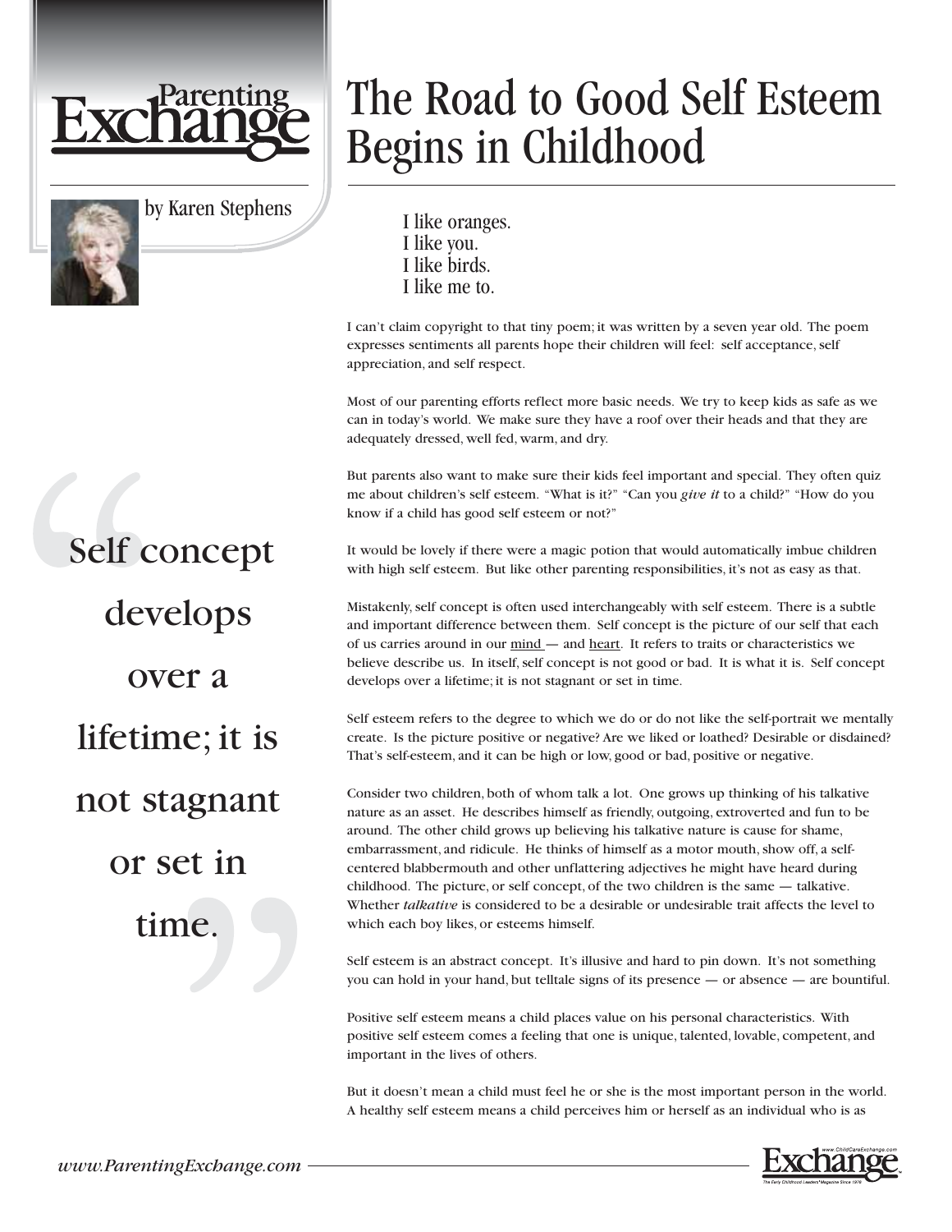# The Road to Good Self Esteem Begins in Childhood

by Karen Stephens

> I like oranges.
> I like you.
> I like birds.
> I like me to.

I can't claim copyright to that tiny poem; it was written by a seven year old. The poem expresses sentiments all parents hope their children will feel: self acceptance, self appreciation, and self respect.

Most of our parenting efforts reflect more basic needs. We try to keep kids as safe as we can in today's world. We make sure they have a roof over their heads and that they are adequately dressed, well fed, warm, and dry.

But parents also want to make sure their kids feel important and special. They often quiz me about children's self esteem. "What is it?" "Can you *give it* to a child?" "How do you know if a child has good self esteem or not?"

It would be lovely if there were a magic potion that would automatically imbue children with high self esteem. But like other parenting responsibilities, it's not as easy as that.

> "Self concept develops over a lifetime; it is not stagnant or set in time."

Mistakenly, self concept is often used interchangeably with self esteem. There is a subtle and important difference between them. Self concept is the picture of our self that each of us carries around in our mind — and heart. It refers to traits or characteristics we believe describe us. In itself, self concept is not good or bad. It is what it is. Self concept develops over a lifetime; it is not stagnant or set in time.

Self esteem refers to the degree to which we do or do not like the self-portrait we mentally create. Is the picture positive or negative? Are we liked or loathed? Desirable or disdained? That's self-esteem, and it can be high or low, good or bad, positive or negative.

Consider two children, both of whom talk a lot. One grows up thinking of his talkative nature as an asset. He describes himself as friendly, outgoing, extroverted and fun to be around. The other child grows up believing his talkative nature is cause for shame, embarrassment, and ridicule. He thinks of himself as a motor mouth, show off, a self-centered blabbermouth and other unflattering adjectives he might have heard during childhood. The picture, or self concept, of the two children is the same — talkative. Whether *talkative* is considered to be a desirable or undesirable trait affects the level to which each boy likes, or esteems himself.

Self esteem is an abstract concept. It's illusive and hard to pin down. It's not something you can hold in your hand, but telltale signs of its presence — or absence — are bountiful.

Positive self esteem means a child places value on his personal characteristics. With positive self esteem comes a feeling that one is unique, talented, lovable, competent, and important in the lives of others.

But it doesn't mean a child must feel he or she is the most important person in the world. A healthy self esteem means a child perceives him or herself as an individual who is as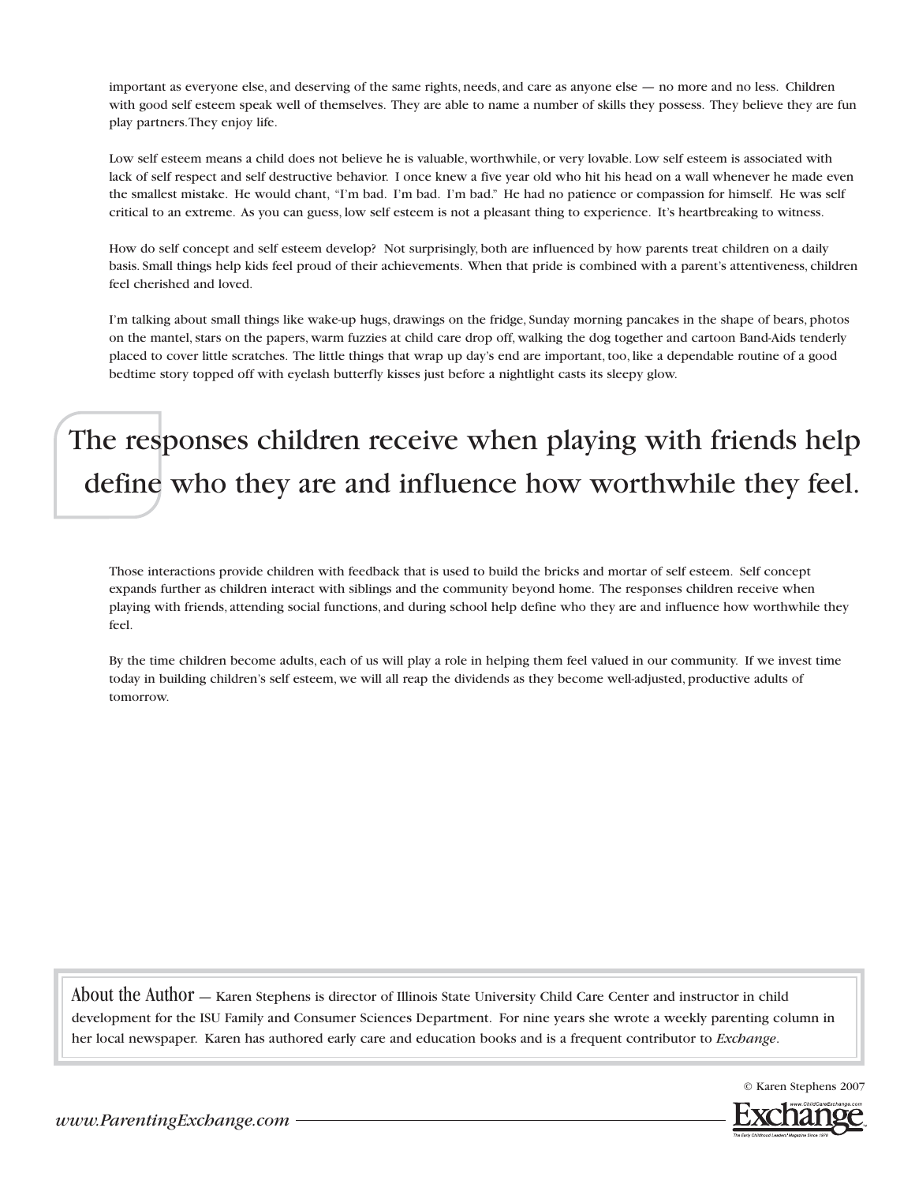important as everyone else, and deserving of the same rights, needs, and care as anyone else — no more and no less. Children with good self esteem speak well of themselves. They are able to name a number of skills they possess. They believe they are fun play partners. They enjoy life.

Low self esteem means a child does not believe he is valuable, worthwhile, or very lovable. Low self esteem is associated with lack of self respect and self destructive behavior. I once knew a five year old who hit his head on a wall whenever he made even the smallest mistake. He would chant, "I'm bad. I'm bad. I'm bad." He had no patience or compassion for himself. He was self critical to an extreme. As you can guess, low self esteem is not a pleasant thing to experience. It's heartbreaking to witness.

How do self concept and self esteem develop? Not surprisingly, both are influenced by how parents treat children on a daily basis. Small things help kids feel proud of their achievements. When that pride is combined with a parent's attentiveness, children feel cherished and loved.

I'm talking about small things like wake-up hugs, drawings on the fridge, Sunday morning pancakes in the shape of bears, photos on the mantel, stars on the papers, warm fuzzies at child care drop off, walking the dog together and cartoon Band-Aids tenderly placed to cover little scratches. The little things that wrap up day's end are important, too, like a dependable routine of a good bedtime story topped off with eyelash butterfly kisses just before a nightlight casts its sleepy glow.

> The responses children receive when playing with friends help define who they are and influence how worthwhile they feel.

Those interactions provide children with feedback that is used to build the bricks and mortar of self esteem. Self concept expands further as children interact with siblings and the community beyond home. The responses children receive when playing with friends, attending social functions, and during school help define who they are and influence how worthwhile they feel.

By the time children become adults, each of us will play a role in helping them feel valued in our community. If we invest time today in building children's self esteem, we will all reap the dividends as they become well-adjusted, productive adults of tomorrow.

About the Author — Karen Stephens is director of Illinois State University Child Care Center and instructor in child development for the ISU Family and Consumer Sciences Department. For nine years she wrote a weekly parenting column in her local newspaper. Karen has authored early care and education books and is a frequent contributor to *Exchange*.

© Karen Stephens 2007

*www.ParentingExchange.com*